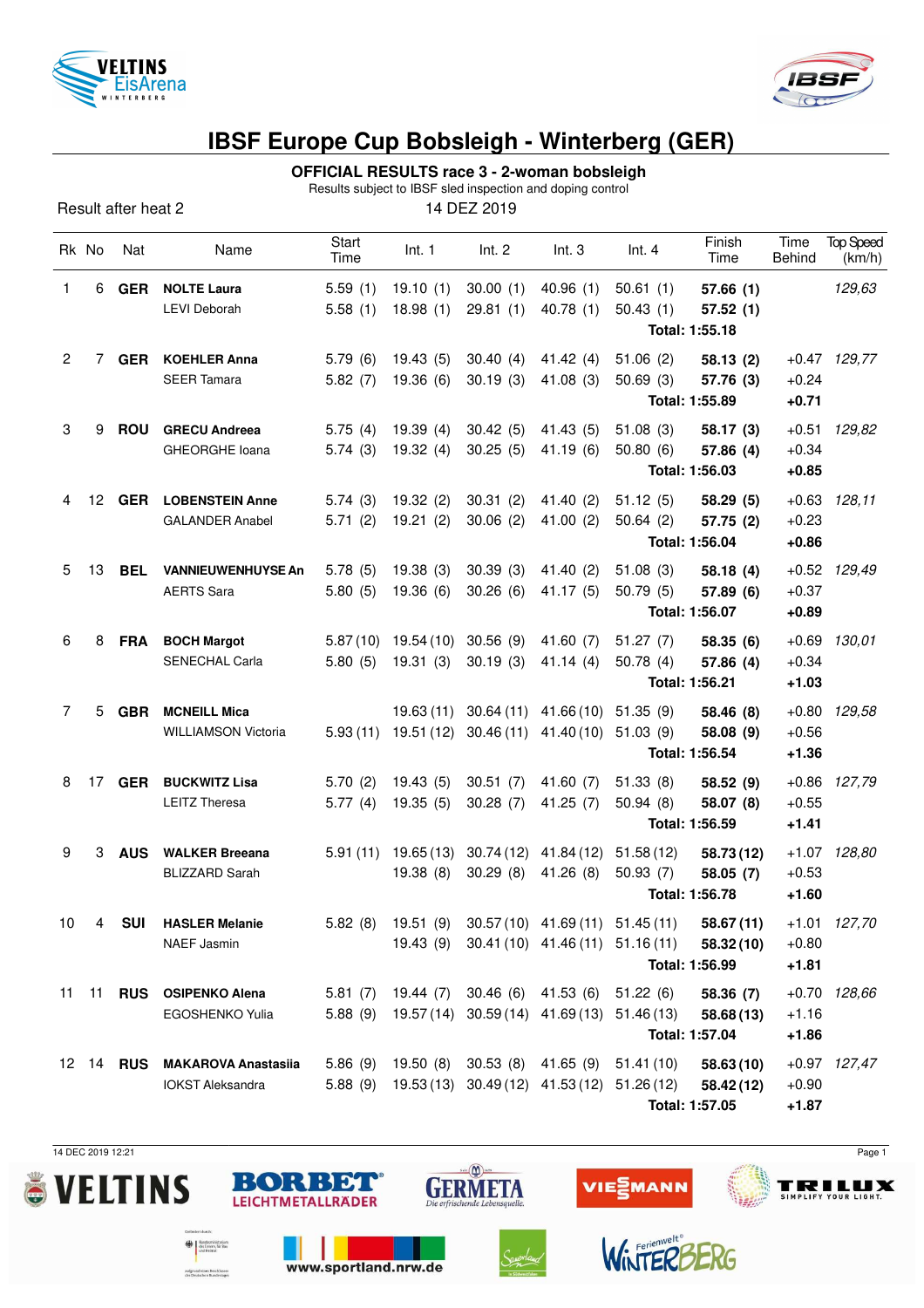# IBSF Europe Cup Bobsleigh - Winterberg (GER)

## OFFICIAL RESULTS race 3 - 2-woman bobsleigh

Results subject to IBSF sled inspection and doping control

Result after heat 2

14 DEZ 2019

| Rk | No | Nat | Name | Start Time | Int. 1 | Int. 2 | Int. 3 | Int. 4 | Finish Time | Time Behind | Top Speed (km/h) |
|---|---|---|---|---|---|---|---|---|---|---|---|
| 1 | 6 | **GER** | **NOLTE Laura** | 5.59 (1) | 19.10 (1) | 30.00 (1) | 40.96 (1) | 50.61 (1) | **57.66 (1)** | | *129,63* |
| | | | LEVI Deborah | 5.58 (1) | 18.98 (1) | 29.81 (1) | 40.78 (1) | 50.43 (1) | **57.52 (1)** | | |
| | | | | | | | | | **Total: 1:55.18** | | |
| 2 | 7 | **GER** | **KOEHLER Anna** | 5.79 (6) | 19.43 (5) | 30.40 (4) | 41.42 (4) | 51.06 (2) | **58.13 (2)** | +0.47 | *129,77* |
| | | | SEER Tamara | 5.82 (7) | 19.36 (6) | 30.19 (3) | 41.08 (3) | 50.69 (3) | **57.76 (3)** | +0.24 | |
| | | | | | | | | | **Total: 1:55.89** | **+0.71** | |
| 3 | 9 | **ROU** | **GRECU Andreea** | 5.75 (4) | 19.39 (4) | 30.42 (5) | 41.43 (5) | 51.08 (3) | **58.17 (3)** | +0.51 | *129,82* |
| | | | GHEORGHE Ioana | 5.74 (3) | 19.32 (4) | 30.25 (5) | 41.19 (6) | 50.80 (6) | **57.86 (4)** | +0.34 | |
| | | | | | | | | | **Total: 1:56.03** | **+0.85** | |
| 4 | 12 | **GER** | **LOBENSTEIN Anne** | 5.74 (3) | 19.32 (2) | 30.31 (2) | 41.40 (2) | 51.12 (5) | **58.29 (5)** | +0.63 | *128,11* |
| | | | GALANDER Anabel | 5.71 (2) | 19.21 (2) | 30.06 (2) | 41.00 (2) | 50.64 (2) | **57.75 (2)** | +0.23 | |
| | | | | | | | | | **Total: 1:56.04** | **+0.86** | |
| 5 | 13 | **BEL** | **VANNIEUWENHUYSE An** | 5.78 (5) | 19.38 (3) | 30.39 (3) | 41.40 (2) | 51.08 (3) | **58.18 (4)** | +0.52 | *129,49* |
| | | | AERTS Sara | 5.80 (5) | 19.36 (6) | 30.26 (6) | 41.17 (5) | 50.79 (5) | **57.89 (6)** | +0.37 | |
| | | | | | | | | | **Total: 1:56.07** | **+0.89** | |
| 6 | 8 | **FRA** | **BOCH Margot** | 5.87 (10) | 19.54 (10) | 30.56 (9) | 41.60 (7) | 51.27 (7) | **58.35 (6)** | +0.69 | *130,01* |
| | | | SENECHAL Carla | 5.80 (5) | 19.31 (3) | 30.19 (3) | 41.14 (4) | 50.78 (4) | **57.86 (4)** | +0.34 | |
| | | | | | | | | | **Total: 1:56.21** | **+1.03** | |
| 7 | 5 | **GBR** | **MCNEILL Mica** | | 19.63 (11) | 30.64 (11) | 41.66 (10) | 51.35 (9) | **58.46 (8)** | +0.80 | *129,58* |
| | | | WILLIAMSON Victoria | 5.93 (11) | 19.51 (12) | 30.46 (11) | 41.40 (10) | 51.03 (9) | **58.08 (9)** | +0.56 | |
| | | | | | | | | | **Total: 1:56.54** | **+1.36** | |
| 8 | 17 | **GER** | **BUCKWITZ Lisa** | 5.70 (2) | 19.43 (5) | 30.51 (7) | 41.60 (7) | 51.33 (8) | **58.52 (9)** | +0.86 | *127,79* |
| | | | LEITZ Theresa | 5.77 (4) | 19.35 (5) | 30.28 (7) | 41.25 (7) | 50.94 (8) | **58.07 (8)** | +0.55 | |
| | | | | | | | | | **Total: 1:56.59** | **+1.41** | |
| 9 | 3 | **AUS** | **WALKER Breeana** | 5.91 (11) | 19.65 (13) | 30.74 (12) | 41.84 (12) | 51.58 (12) | **58.73 (12)** | +1.07 | *128,80* |
| | | | BLIZZARD Sarah | | 19.38 (8) | 30.29 (8) | 41.26 (8) | 50.93 (7) | **58.05 (7)** | +0.53 | |
| | | | | | | | | | **Total: 1:56.78** | **+1.60** | |
| 10 | 4 | **SUI** | **HASLER Melanie** | 5.82 (8) | 19.51 (9) | 30.57 (10) | 41.69 (11) | 51.45 (11) | **58.67 (11)** | +1.01 | *127,70* |
| | | | NAEF Jasmin | | 19.43 (9) | 30.41 (10) | 41.46 (11) | 51.16 (11) | **58.32 (10)** | +0.80 | |
| | | | | | | | | | **Total: 1:56.99** | **+1.81** | |
| 11 | 11 | **RUS** | **OSIPENKO Alena** | 5.81 (7) | 19.44 (7) | 30.46 (6) | 41.53 (6) | 51.22 (6) | **58.36 (7)** | +0.70 | *128,66* |
| | | | EGOSHENKO Yulia | 5.88 (9) | 19.57 (14) | 30.59 (14) | 41.69 (13) | 51.46 (13) | **58.68 (13)** | +1.16 | |
| | | | | | | | | | **Total: 1:57.04** | **+1.86** | |
| 12 | 14 | **RUS** | **MAKAROVA Anastasiia** | 5.86 (9) | 19.50 (8) | 30.53 (8) | 41.65 (9) | 51.41 (10) | **58.63 (10)** | +0.97 | *127,47* |
| | | | IOKST Aleksandra | 5.88 (9) | 19.53 (13) | 30.49 (12) | 41.53 (12) | 51.26 (12) | **58.42 (12)** | +0.90 | |
| | | | | | | | | | **Total: 1:57.05** | **+1.87** | |

14 DEC 2019 12:21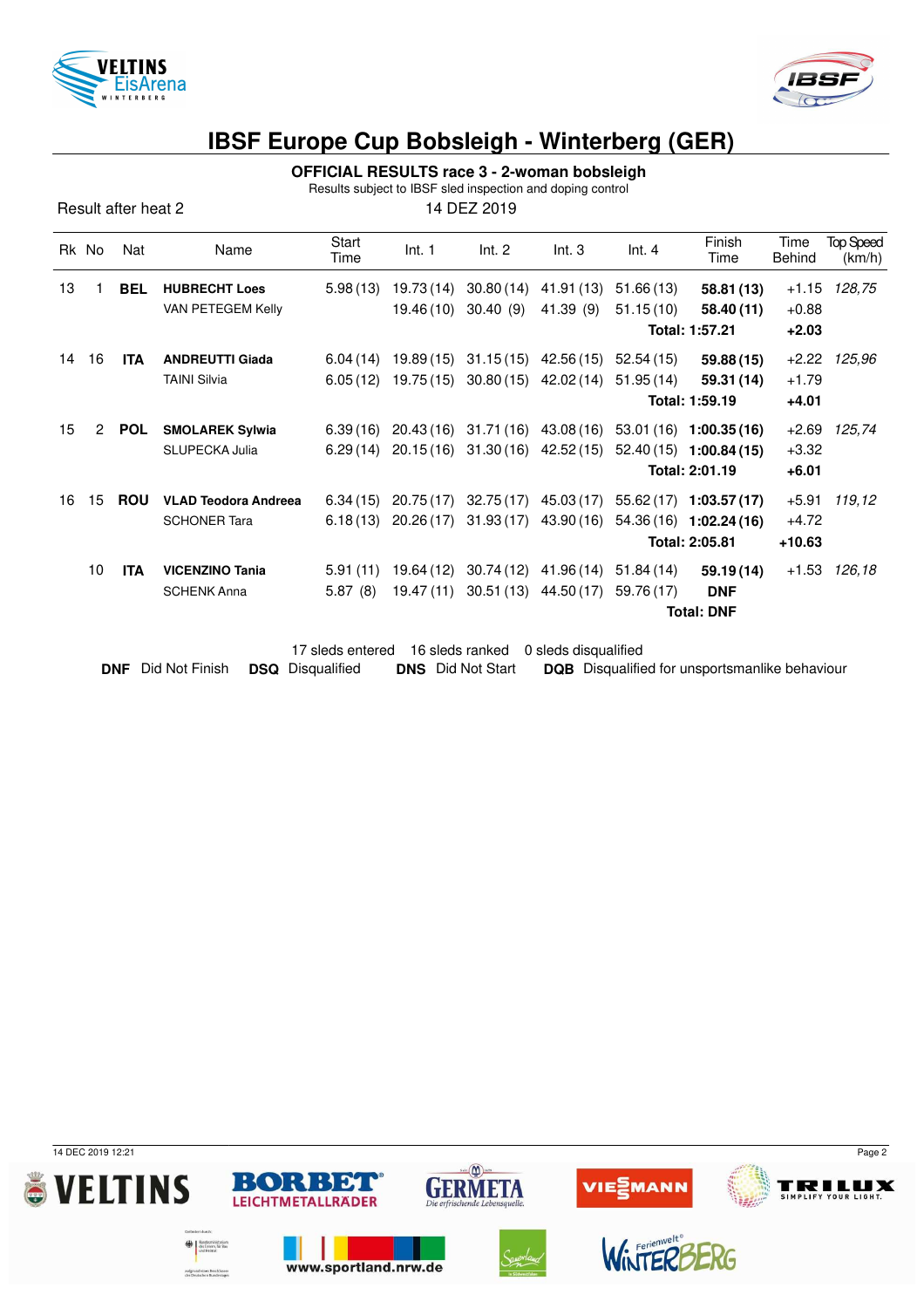# IBSF Europe Cup Bobsleigh - Winterberg (GER)

**OFFICIAL RESULTS race 3 - 2-woman bobsleigh**

Results subject to IBSF sled inspection and doping control

Result after heat 2

14 DEZ 2019

| Rk | No | Nat | Name | Start Time | Int. 1 | Int. 2 | Int. 3 | Int. 4 | Finish Time | Time Behind | Top Speed (km/h) |
|---|---|---|---|---|---|---|---|---|---|---|---|
| 13 | 1 | **BEL** | **HUBRECHT Loes** | 5.98 (13) | 19.73 (14) | 30.80 (14) | 41.91 (13) | 51.66 (13) | **58.81 (13)** | +1.15 | *128,75* |
| | | | VAN PETEGEM Kelly | | 19.46 (10) | 30.40 (9) | 41.39 (9) | 51.15 (10) | **58.40 (11)** | +0.88 | |
| | | | | | | | | | **Total: 1:57.21** | **+2.03** | |
| 14 | 16 | **ITA** | **ANDREUTTI Giada** | 6.04 (14) | 19.89 (15) | 31.15 (15) | 42.56 (15) | 52.54 (15) | **59.88 (15)** | +2.22 | *125,96* |
| | | | TAINI Silvia | 6.05 (12) | 19.75 (15) | 30.80 (15) | 42.02 (14) | 51.95 (14) | **59.31 (14)** | +1.79 | |
| | | | | | | | | | **Total: 1:59.19** | **+4.01** | |
| 15 | 2 | **POL** | **SMOLAREK Sylwia** | 6.39 (16) | 20.43 (16) | 31.71 (16) | 43.08 (16) | 53.01 (16) | **1:00.35 (16)** | +2.69 | *125,74* |
| | | | SLUPECKA Julia | 6.29 (14) | 20.15 (16) | 31.30 (16) | 42.52 (15) | 52.40 (15) | **1:00.84 (15)** | +3.32 | |
| | | | | | | | | | **Total: 2:01.19** | **+6.01** | |
| 16 | 15 | **ROU** | **VLAD Teodora Andreea** | 6.34 (15) | 20.75 (17) | 32.75 (17) | 45.03 (17) | 55.62 (17) | **1:03.57 (17)** | +5.91 | *119,12* |
| | | | SCHONER Tara | 6.18 (13) | 20.26 (17) | 31.93 (17) | 43.90 (16) | 54.36 (16) | **1:02.24 (16)** | +4.72 | |
| | | | | | | | | | **Total: 2:05.81** | **+10.63** | |
| | 10 | **ITA** | **VICENZINO Tania** | 5.91 (11) | 19.64 (12) | 30.74 (12) | 41.96 (14) | 51.84 (14) | **59.19 (14)** | +1.53 | *126,18* |
| | | | SCHENK Anna | 5.87 (8) | 19.47 (11) | 30.51 (13) | 44.50 (17) | 59.76 (17) | **DNF** | | |
| | | | | | | | | | **Total: DNF** | | |

17 sleds entered 16 sleds ranked 0 sleds disqualified

**DNF** Did Not Finish **DSQ** Disqualified **DNS** Did Not Start **DQB** Disqualified for unsportsmanlike behaviour